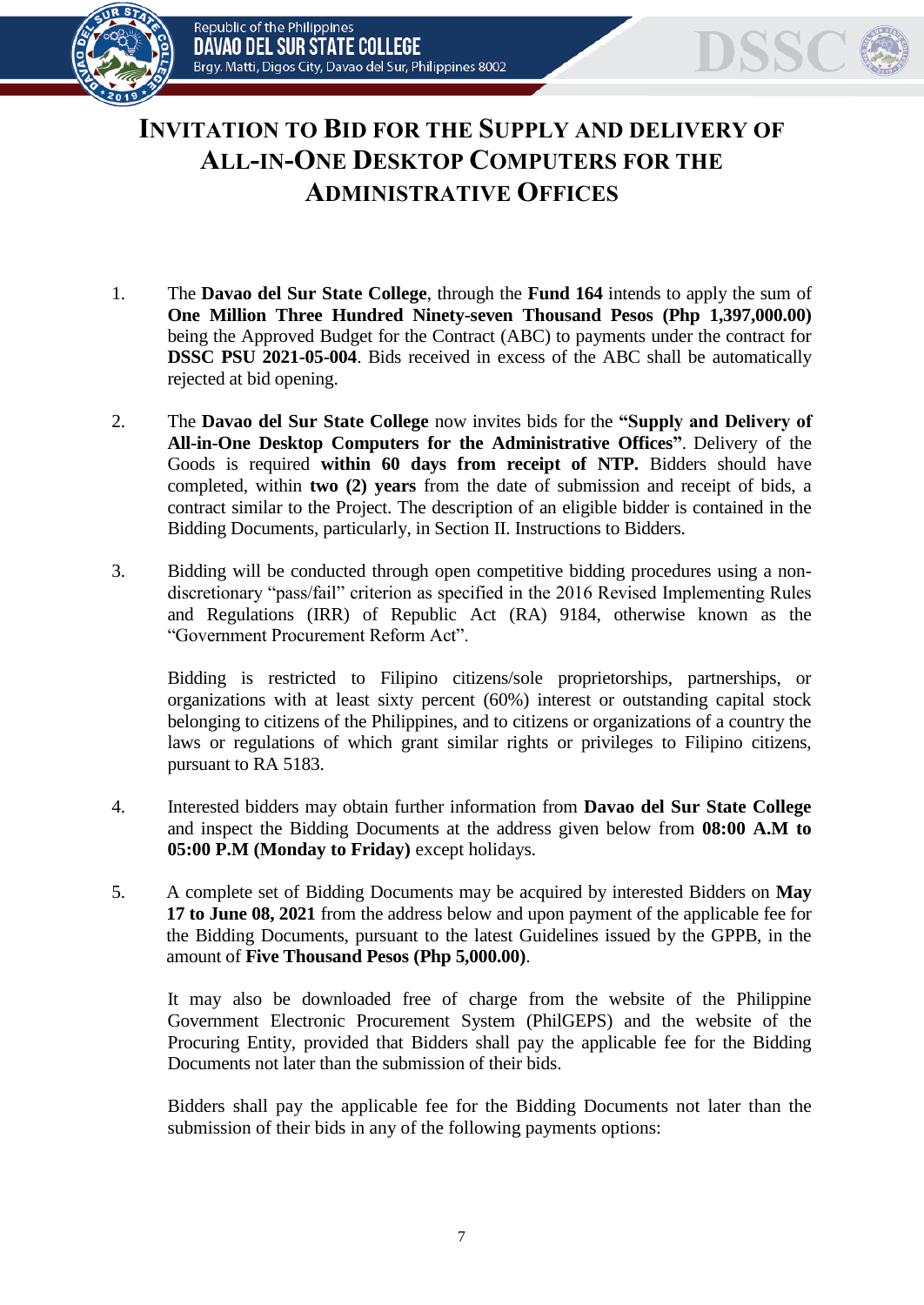# INVITATION TO BID FOR THE SUPPLY AND DELIVERY OF ALL-IN-ONE DESKTOP COMPUTERS FOR THE ADMINISTRATIVE OFFICES

1. The **Davao del Sur State College**, through the **Fund 164** intends to apply the sum of **One Million Three Hundred Ninety-seven Thousand Pesos (Php 1,397,000.00)** being the Approved Budget for the Contract (ABC) to payments under the contract for **DSSC PSU 2021-05-004**. Bids received in excess of the ABC shall be automatically rejected at bid opening.

2. The **Davao del Sur State College** now invites bids for the **"Supply and Delivery of All-in-One Desktop Computers for the Administrative Offices"**. Delivery of the Goods is required **within 60 days from receipt of NTP.** Bidders should have completed, within **two (2) years** from the date of submission and receipt of bids, a contract similar to the Project. The description of an eligible bidder is contained in the Bidding Documents, particularly, in Section II. Instructions to Bidders.

3. Bidding will be conducted through open competitive bidding procedures using a non-discretionary "pass/fail" criterion as specified in the 2016 Revised Implementing Rules and Regulations (IRR) of Republic Act (RA) 9184, otherwise known as the "Government Procurement Reform Act".

   Bidding is restricted to Filipino citizens/sole proprietorships, partnerships, or organizations with at least sixty percent (60%) interest or outstanding capital stock belonging to citizens of the Philippines, and to citizens or organizations of a country the laws or regulations of which grant similar rights or privileges to Filipino citizens, pursuant to RA 5183.

4. Interested bidders may obtain further information from **Davao del Sur State College** and inspect the Bidding Documents at the address given below from **08:00 A.M to 05:00 P.M (Monday to Friday)** except holidays.

5. A complete set of Bidding Documents may be acquired by interested Bidders on **May 17 to June 08, 2021** from the address below and upon payment of the applicable fee for the Bidding Documents, pursuant to the latest Guidelines issued by the GPPB, in the amount of **Five Thousand Pesos (Php 5,000.00)**.

   It may also be downloaded free of charge from the website of the Philippine Government Electronic Procurement System (PhilGEPS) and the website of the Procuring Entity, provided that Bidders shall pay the applicable fee for the Bidding Documents not later than the submission of their bids.

   Bidders shall pay the applicable fee for the Bidding Documents not later than the submission of their bids in any of the following payments options: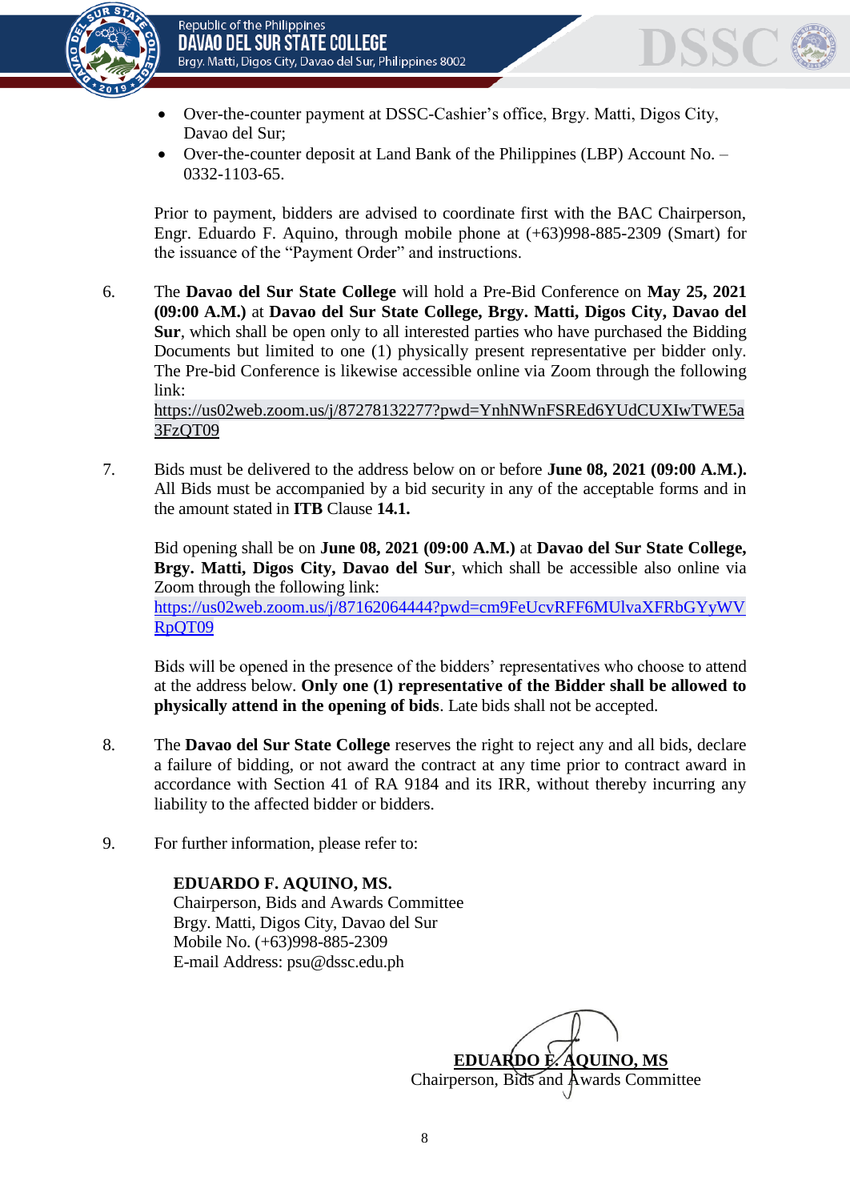- Over-the-counter payment at DSSC-Cashier's office, Brgy. Matti, Digos City, Davao del Sur;
- Over-the-counter deposit at Land Bank of the Philippines (LBP) Account No. – 0332-1103-65.

Prior to payment, bidders are advised to coordinate first with the BAC Chairperson, Engr. Eduardo F. Aquino, through mobile phone at (+63)998-885-2309 (Smart) for the issuance of the "Payment Order" and instructions.

6. The **Davao del Sur State College** will hold a Pre-Bid Conference on **May 25, 2021 (09:00 A.M.)** at **Davao del Sur State College, Brgy. Matti, Digos City, Davao del Sur**, which shall be open only to all interested parties who have purchased the Bidding Documents but limited to one (1) physically present representative per bidder only. The Pre-bid Conference is likewise accessible online via Zoom through the following link: https://us02web.zoom.us/j/87278132277?pwd=YnhNWnFSREd6YUdCUXIwTWE5a3FzQT09

7. Bids must be delivered to the address below on or before **June 08, 2021 (09:00 A.M.).** All Bids must be accompanied by a bid security in any of the acceptable forms and in the amount stated in **ITB** Clause **14.1.**

   Bid opening shall be on **June 08, 2021 (09:00 A.M.)** at **Davao del Sur State College, Brgy. Matti, Digos City, Davao del Sur**, which shall be accessible also online via Zoom through the following link: https://us02web.zoom.us/j/87162064444?pwd=cm9FeUcvRFF6MUlvaXFRbGYyWVRpQT09

   Bids will be opened in the presence of the bidders' representatives who choose to attend at the address below. **Only one (1) representative of the Bidder shall be allowed to physically attend in the opening of bids**. Late bids shall not be accepted.

8. The **Davao del Sur State College** reserves the right to reject any and all bids, declare a failure of bidding, or not award the contract at any time prior to contract award in accordance with Section 41 of RA 9184 and its IRR, without thereby incurring any liability to the affected bidder or bidders.

9. For further information, please refer to:

   **EDUARDO F. AQUINO, MS.**
   Chairperson, Bids and Awards Committee
   Brgy. Matti, Digos City, Davao del Sur
   Mobile No. (+63)998-885-2309
   E-mail Address: psu@dssc.edu.ph

**EDUARDO F. AQUINO, MS**
Chairperson, Bids and Awards Committee